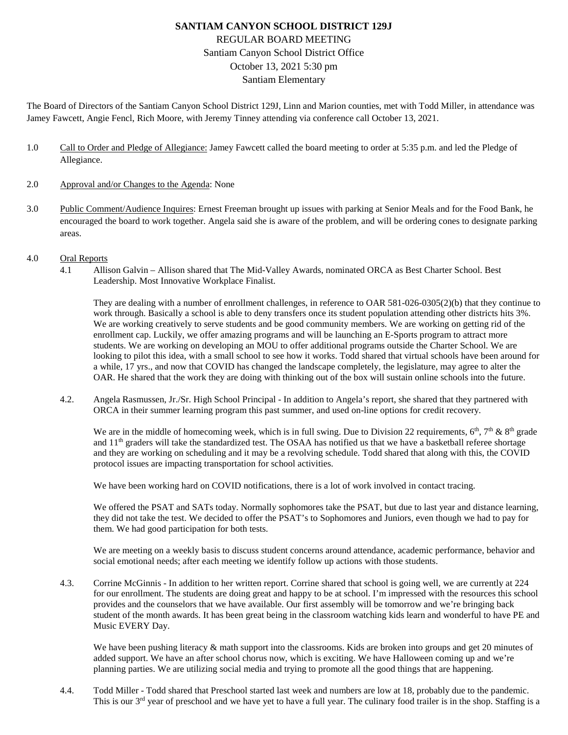# SANTIAM CANYON SCHOOL DISTRICT 129J

REGULAR BOARD MEETING
Santiam Canyon School District Office
October 13, 2021 5:30 pm
Santiam Elementary

The Board of Directors of the Santiam Canyon School District 129J, Linn and Marion counties, met with Todd Miller, in attendance was Jamey Fawcett, Angie Fencl, Rich Moore, with Jeremy Tinney attending via conference call October 13, 2021.

1.0 Call to Order and Pledge of Allegiance: Jamey Fawcett called the board meeting to order at 5:35 p.m. and led the Pledge of Allegiance.

2.0 Approval and/or Changes to the Agenda: None

3.0 Public Comment/Audience Inquires: Ernest Freeman brought up issues with parking at Senior Meals and for the Food Bank, he encouraged the board to work together. Angela said she is aware of the problem, and will be ordering cones to designate parking areas.

4.0 Oral Reports

4.1 Allison Galvin – Allison shared that The Mid-Valley Awards, nominated ORCA as Best Charter School. Best Leadership. Most Innovative Workplace Finalist.

They are dealing with a number of enrollment challenges, in reference to OAR 581-026-0305(2)(b) that they continue to work through. Basically a school is able to deny transfers once its student population attending other districts hits 3%. We are working creatively to serve students and be good community members. We are working on getting rid of the enrollment cap. Luckily, we offer amazing programs and will be launching an E-Sports program to attract more students. We are working on developing an MOU to offer additional programs outside the Charter School. We are looking to pilot this idea, with a small school to see how it works. Todd shared that virtual schools have been around for a while, 17 yrs., and now that COVID has changed the landscape completely, the legislature, may agree to alter the OAR. He shared that the work they are doing with thinking out of the box will sustain online schools into the future.

4.2. Angela Rasmussen, Jr./Sr. High School Principal - In addition to Angela's report, she shared that they partnered with ORCA in their summer learning program this past summer, and used on-line options for credit recovery.

We are in the middle of homecoming week, which is in full swing. Due to Division 22 requirements, 6th, 7th & 8th grade and 11th graders will take the standardized test. The OSAA has notified us that we have a basketball referee shortage and they are working on scheduling and it may be a revolving schedule. Todd shared that along with this, the COVID protocol issues are impacting transportation for school activities.

We have been working hard on COVID notifications, there is a lot of work involved in contact tracing.

We offered the PSAT and SATs today. Normally sophomores take the PSAT, but due to last year and distance learning, they did not take the test. We decided to offer the PSAT's to Sophomores and Juniors, even though we had to pay for them. We had good participation for both tests.

We are meeting on a weekly basis to discuss student concerns around attendance, academic performance, behavior and social emotional needs; after each meeting we identify follow up actions with those students.

4.3. Corrine McGinnis - In addition to her written report. Corrine shared that school is going well, we are currently at 224 for our enrollment. The students are doing great and happy to be at school. I'm impressed with the resources this school provides and the counselors that we have available. Our first assembly will be tomorrow and we're bringing back student of the month awards. It has been great being in the classroom watching kids learn and wonderful to have PE and Music EVERY Day.

We have been pushing literacy & math support into the classrooms. Kids are broken into groups and get 20 minutes of added support. We have an after school chorus now, which is exciting. We have Halloween coming up and we're planning parties. We are utilizing social media and trying to promote all the good things that are happening.

4.4. Todd Miller - Todd shared that Preschool started last week and numbers are low at 18, probably due to the pandemic. This is our 3rd year of preschool and we have yet to have a full year. The culinary food trailer is in the shop. Staffing is a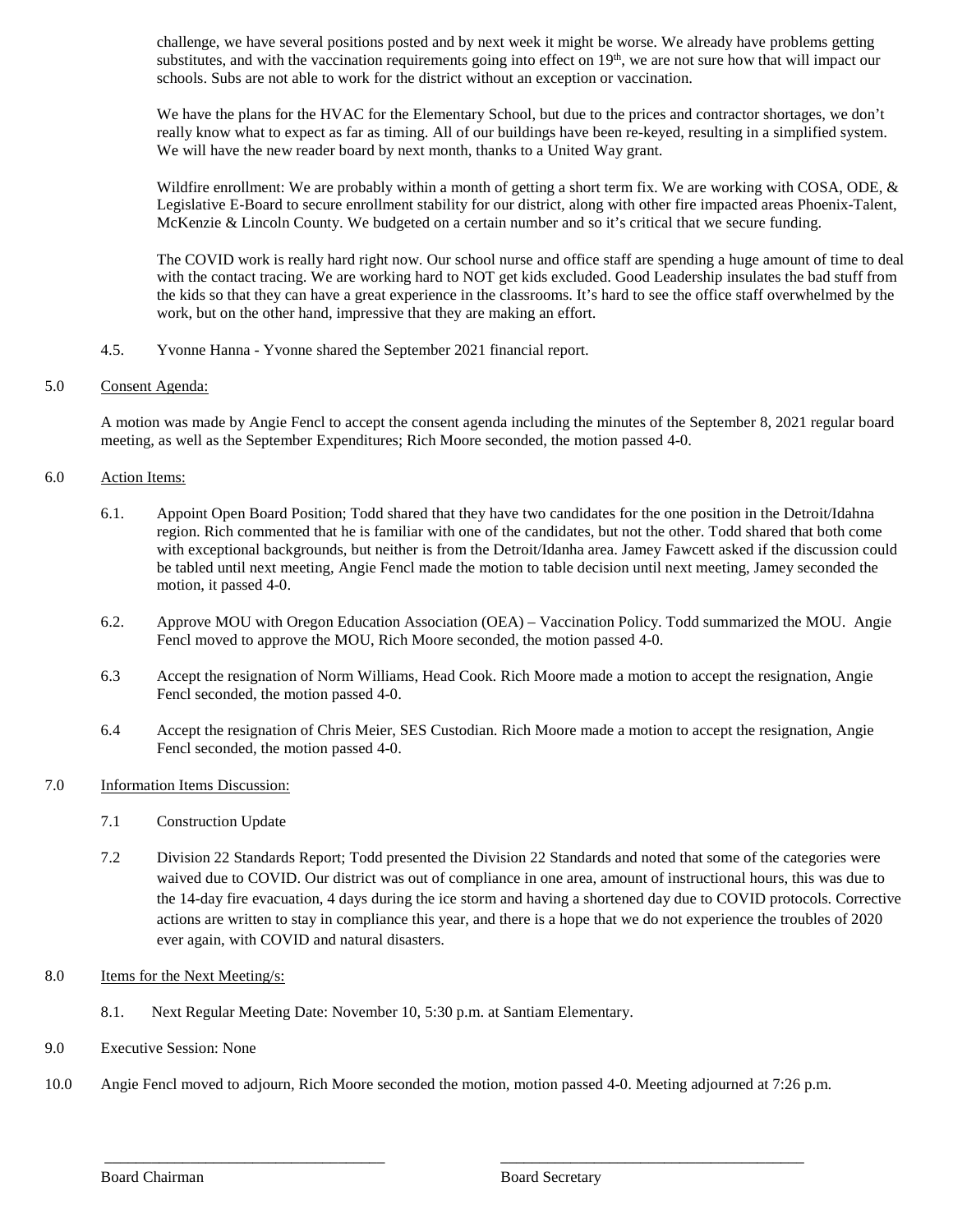challenge, we have several positions posted and by next week it might be worse. We already have problems getting substitutes, and with the vaccination requirements going into effect on 19th, we are not sure how that will impact our schools. Subs are not able to work for the district without an exception or vaccination.

We have the plans for the HVAC for the Elementary School, but due to the prices and contractor shortages, we don't really know what to expect as far as timing. All of our buildings have been re-keyed, resulting in a simplified system. We will have the new reader board by next month, thanks to a United Way grant.

Wildfire enrollment: We are probably within a month of getting a short term fix. We are working with COSA, ODE, & Legislative E-Board to secure enrollment stability for our district, along with other fire impacted areas Phoenix-Talent, McKenzie & Lincoln County. We budgeted on a certain number and so it's critical that we secure funding.

The COVID work is really hard right now. Our school nurse and office staff are spending a huge amount of time to deal with the contact tracing. We are working hard to NOT get kids excluded. Good Leadership insulates the bad stuff from the kids so that they can have a great experience in the classrooms. It's hard to see the office staff overwhelmed by the work, but on the other hand, impressive that they are making an effort.

4.5. Yvonne Hanna - Yvonne shared the September 2021 financial report.

5.0 Consent Agenda:

A motion was made by Angie Fencl to accept the consent agenda including the minutes of the September 8, 2021 regular board meeting, as well as the September Expenditures; Rich Moore seconded, the motion passed 4-0.

6.0 Action Items:

6.1. Appoint Open Board Position; Todd shared that they have two candidates for the one position in the Detroit/Idahna region. Rich commented that he is familiar with one of the candidates, but not the other. Todd shared that both come with exceptional backgrounds, but neither is from the Detroit/Idanha area. Jamey Fawcett asked if the discussion could be tabled until next meeting, Angie Fencl made the motion to table decision until next meeting, Jamey seconded the motion, it passed 4-0.

6.2. Approve MOU with Oregon Education Association (OEA) – Vaccination Policy. Todd summarized the MOU. Angie Fencl moved to approve the MOU, Rich Moore seconded, the motion passed 4-0.

6.3 Accept the resignation of Norm Williams, Head Cook. Rich Moore made a motion to accept the resignation, Angie Fencl seconded, the motion passed 4-0.

6.4 Accept the resignation of Chris Meier, SES Custodian. Rich Moore made a motion to accept the resignation, Angie Fencl seconded, the motion passed 4-0.

7.0 Information Items Discussion:

7.1 Construction Update

7.2 Division 22 Standards Report; Todd presented the Division 22 Standards and noted that some of the categories were waived due to COVID. Our district was out of compliance in one area, amount of instructional hours, this was due to the 14-day fire evacuation, 4 days during the ice storm and having a shortened day due to COVID protocols. Corrective actions are written to stay in compliance this year, and there is a hope that we do not experience the troubles of 2020 ever again, with COVID and natural disasters.

8.0 Items for the Next Meeting/s:

8.1. Next Regular Meeting Date: November 10, 5:30 p.m. at Santiam Elementary.

9.0 Executive Session: None

10.0 Angie Fencl moved to adjourn, Rich Moore seconded the motion, motion passed 4-0. Meeting adjourned at 7:26 p.m.

\_\_\_\_\_\_\_\_\_\_\_\_\_\_\_\_\_\_\_\_\_\_\_\_\_\_\_\_\_\_\_\_\_\_\_\_
Board Chairman

\_\_\_\_\_\_\_\_\_\_\_\_\_\_\_\_\_\_\_\_\_\_\_\_\_\_\_\_\_\_\_\_\_\_\_\_
Board Secretary